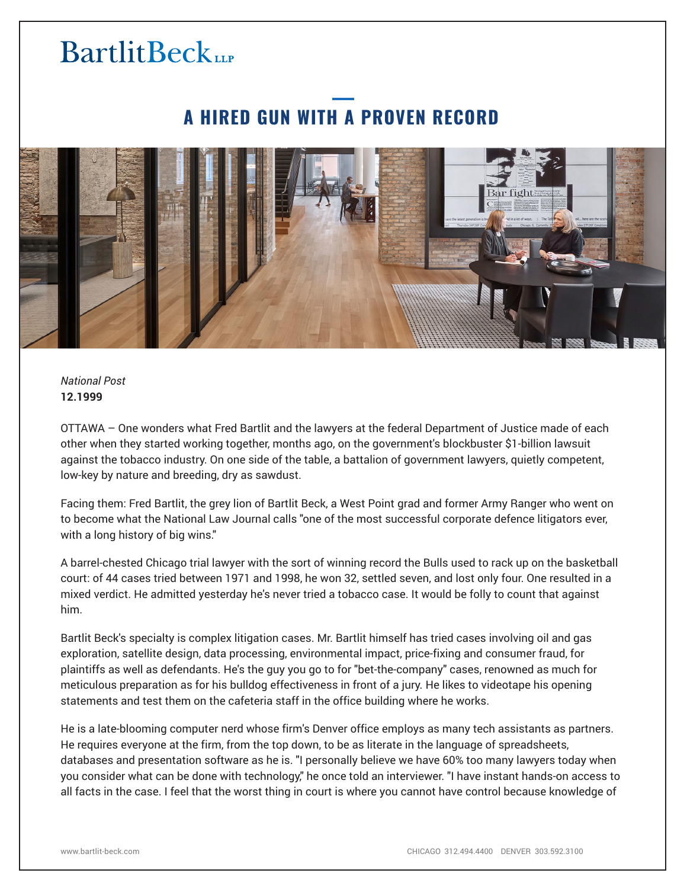BartlitBeck LLP

# A HIRED GUN WITH A PROVEN RECORD

*National Post*
**12.1999**

OTTAWA – One wonders what Fred Bartlit and the lawyers at the federal Department of Justice made of each other when they started working together, months ago, on the government's blockbuster $1-billion lawsuit against the tobacco industry. On one side of the table, a battalion of government lawyers, quietly competent, low-key by nature and breeding, dry as sawdust.

Facing them: Fred Bartlit, the grey lion of Bartlit Beck, a West Point grad and former Army Ranger who went on to become what the National Law Journal calls "one of the most successful corporate defence litigators ever, with a long history of big wins."

A barrel-chested Chicago trial lawyer with the sort of winning record the Bulls used to rack up on the basketball court: of 44 cases tried between 1971 and 1998, he won 32, settled seven, and lost only four. One resulted in a mixed verdict. He admitted yesterday he's never tried a tobacco case. It would be folly to count that against him.

Bartlit Beck's specialty is complex litigation cases. Mr. Bartlit himself has tried cases involving oil and gas exploration, satellite design, data processing, environmental impact, price-fixing and consumer fraud, for plaintiffs as well as defendants. He's the guy you go to for "bet-the-company" cases, renowned as much for meticulous preparation as for his bulldog effectiveness in front of a jury. He likes to videotape his opening statements and test them on the cafeteria staff in the office building where he works.

He is a late-blooming computer nerd whose firm's Denver office employs as many tech assistants as partners. He requires everyone at the firm, from the top down, to be as literate in the language of spreadsheets, databases and presentation software as he is. "I personally believe we have 60% too many lawyers today when you consider what can be done with technology," he once told an interviewer. "I have instant hands-on access to all facts in the case. I feel that the worst thing in court is where you cannot have control because knowledge of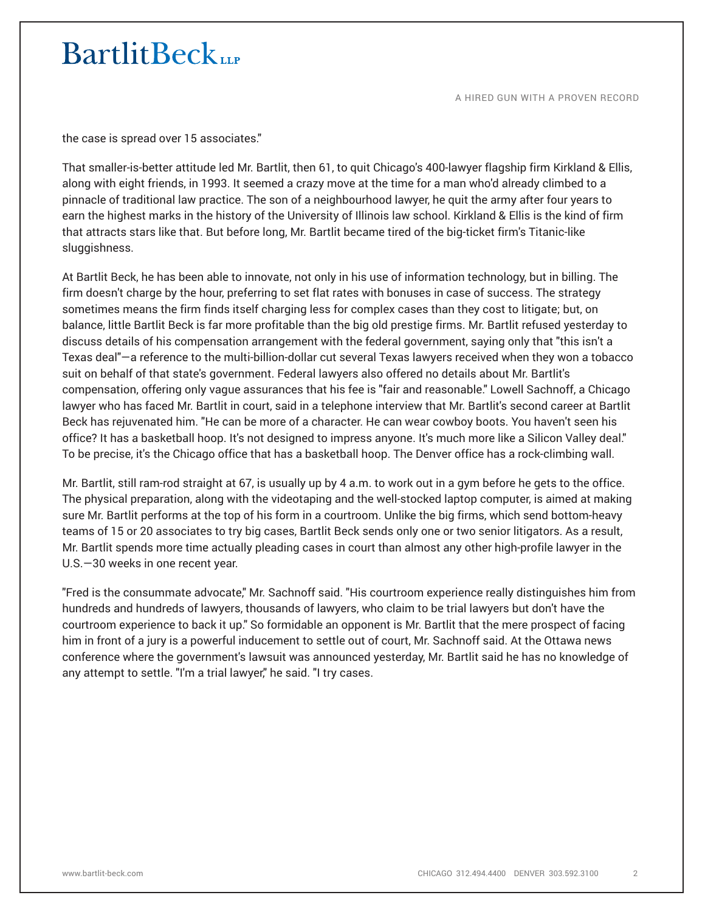the case is spread over 15 associates."

That smaller-is-better attitude led Mr. Bartlit, then 61, to quit Chicago's 400-lawyer flagship firm Kirkland & Ellis, along with eight friends, in 1993. It seemed a crazy move at the time for a man who'd already climbed to a pinnacle of traditional law practice. The son of a neighbourhood lawyer, he quit the army after four years to earn the highest marks in the history of the University of Illinois law school. Kirkland & Ellis is the kind of firm that attracts stars like that. But before long, Mr. Bartlit became tired of the big-ticket firm's Titanic-like sluggishness.

At Bartlit Beck, he has been able to innovate, not only in his use of information technology, but in billing. The firm doesn't charge by the hour, preferring to set flat rates with bonuses in case of success. The strategy sometimes means the firm finds itself charging less for complex cases than they cost to litigate; but, on balance, little Bartlit Beck is far more profitable than the big old prestige firms. Mr. Bartlit refused yesterday to discuss details of his compensation arrangement with the federal government, saying only that "this isn't a Texas deal"—a reference to the multi-billion-dollar cut several Texas lawyers received when they won a tobacco suit on behalf of that state's government. Federal lawyers also offered no details about Mr. Bartlit's compensation, offering only vague assurances that his fee is "fair and reasonable." Lowell Sachnoff, a Chicago lawyer who has faced Mr. Bartlit in court, said in a telephone interview that Mr. Bartlit's second career at Bartlit Beck has rejuvenated him. "He can be more of a character. He can wear cowboy boots. You haven't seen his office? It has a basketball hoop. It's not designed to impress anyone. It's much more like a Silicon Valley deal." To be precise, it's the Chicago office that has a basketball hoop. The Denver office has a rock-climbing wall.

Mr. Bartlit, still ram-rod straight at 67, is usually up by 4 a.m. to work out in a gym before he gets to the office. The physical preparation, along with the videotaping and the well-stocked laptop computer, is aimed at making sure Mr. Bartlit performs at the top of his form in a courtroom. Unlike the big firms, which send bottom-heavy teams of 15 or 20 associates to try big cases, Bartlit Beck sends only one or two senior litigators. As a result, Mr. Bartlit spends more time actually pleading cases in court than almost any other high-profile lawyer in the U.S.—30 weeks in one recent year.

"Fred is the consummate advocate," Mr. Sachnoff said. "His courtroom experience really distinguishes him from hundreds and hundreds of lawyers, thousands of lawyers, who claim to be trial lawyers but don't have the courtroom experience to back it up." So formidable an opponent is Mr. Bartlit that the mere prospect of facing him in front of a jury is a powerful inducement to settle out of court, Mr. Sachnoff said. At the Ottawa news conference where the government's lawsuit was announced yesterday, Mr. Bartlit said he has no knowledge of any attempt to settle. "I'm a trial lawyer," he said. "I try cases.